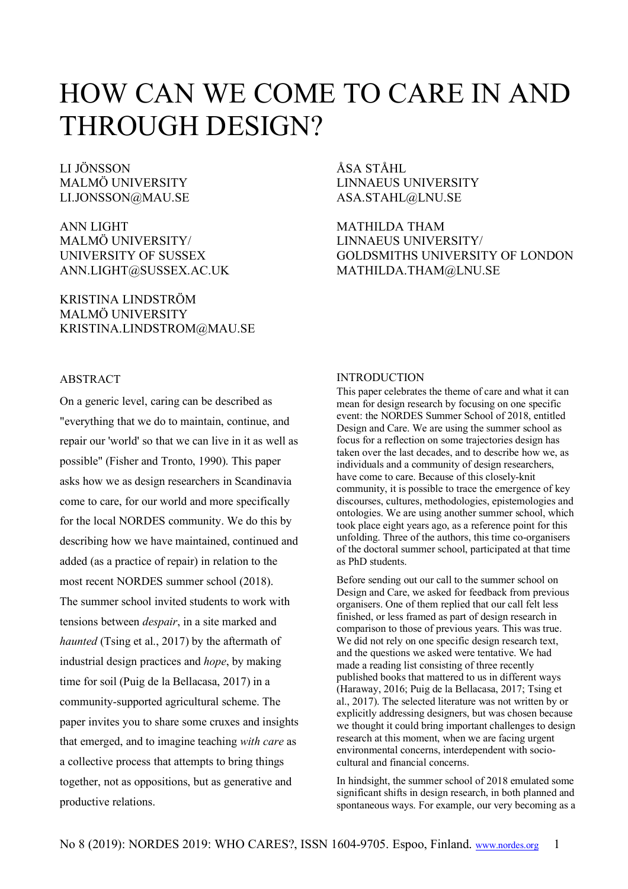# HOW CAN WE COME TO CARE IN AND THROUGH DESIGN?

LI JÖNSSON
MALMÖ UNIVERSITY
LI.JONSSON@MAU.SE

ANN LIGHT
MALMÖ UNIVERSITY/
UNIVERSITY OF SUSSEX
ANN.LIGHT@SUSSEX.AC.UK

KRISTINA LINDSTRÖM
MALMÖ UNIVERSITY
KRISTINA.LINDSTROM@MAU.SE

ÅSA STÅHL
LINNAEUS UNIVERSITY
ASA.STAHL@LNU.SE

MATHILDA THAM
LINNAEUS UNIVERSITY/
GOLDSMITHS UNIVERSITY OF LONDON
MATHILDA.THAM@LNU.SE

## ABSTRACT

On a generic level, caring can be described as "everything that we do to maintain, continue, and repair our 'world' so that we can live in it as well as possible" (Fisher and Tronto, 1990). This paper asks how we as design researchers in Scandinavia come to care, for our world and more specifically for the local NORDES community. We do this by describing how we have maintained, continued and added (as a practice of repair) in relation to the most recent NORDES summer school (2018). The summer school invited students to work with tensions between *despair*, in a site marked and *haunted* (Tsing et al., 2017) by the aftermath of industrial design practices and *hope*, by making time for soil (Puig de la Bellacasa, 2017) in a community-supported agricultural scheme. The paper invites you to share some cruxes and insights that emerged, and to imagine teaching *with care* as a collective process that attempts to bring things together, not as oppositions, but as generative and productive relations.

## INTRODUCTION

This paper celebrates the theme of care and what it can mean for design research by focusing on one specific event: the NORDES Summer School of 2018, entitled Design and Care. We are using the summer school as focus for a reflection on some trajectories design has taken over the last decades, and to describe how we, as individuals and a community of design researchers, have come to care. Because of this closely-knit community, it is possible to trace the emergence of key discourses, cultures, methodologies, epistemologies and ontologies. We are using another summer school, which took place eight years ago, as a reference point for this unfolding. Three of the authors, this time co-organisers of the doctoral summer school, participated at that time as PhD students.

Before sending out our call to the summer school on Design and Care, we asked for feedback from previous organisers. One of them replied that our call felt less finished, or less framed as part of design research in comparison to those of previous years. This was true. We did not rely on one specific design research text, and the questions we asked were tentative. We had made a reading list consisting of three recently published books that mattered to us in different ways (Haraway, 2016; Puig de la Bellacasa, 2017; Tsing et al., 2017). The selected literature was not written by or explicitly addressing designers, but was chosen because we thought it could bring important challenges to design research at this moment, when we are facing urgent environmental concerns, interdependent with socio-cultural and financial concerns.

In hindsight, the summer school of 2018 emulated some significant shifts in design research, in both planned and spontaneous ways. For example, our very becoming as a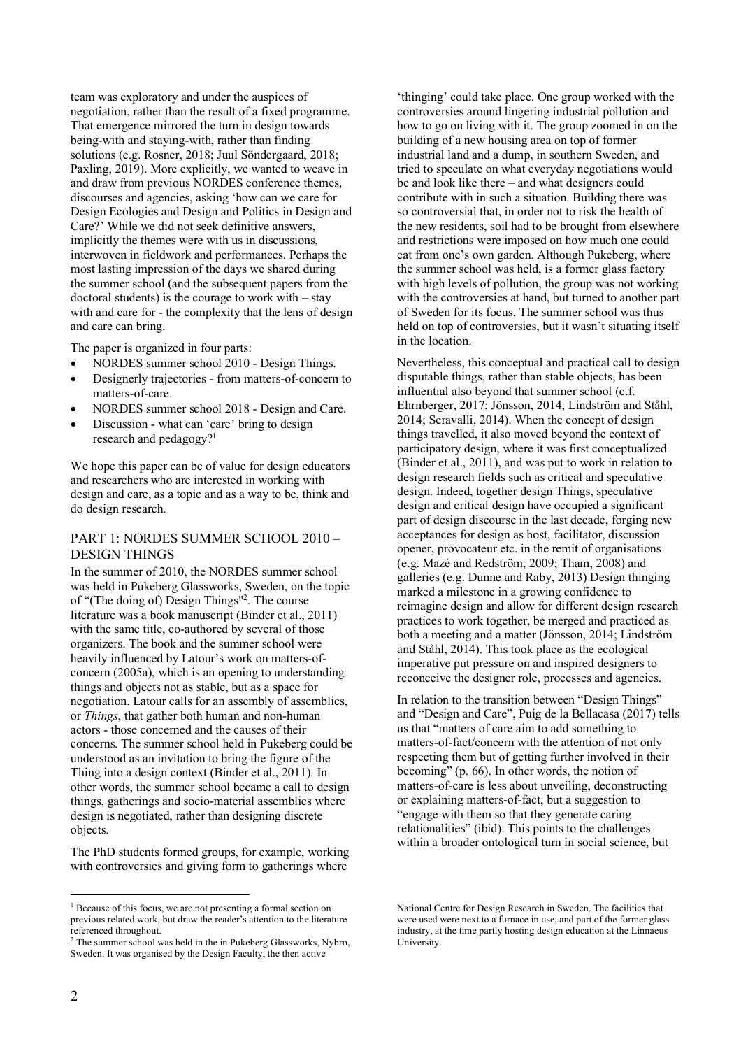team was exploratory and under the auspices of negotiation, rather than the result of a fixed programme. That emergence mirrored the turn in design towards being-with and staying-with, rather than finding solutions (e.g. Rosner, 2018; Juul Söndergaard, 2018; Paxling, 2019). More explicitly, we wanted to weave in and draw from previous NORDES conference themes, discourses and agencies, asking 'how can we care for Design Ecologies and Design and Politics in Design and Care?' While we did not seek definitive answers, implicitly the themes were with us in discussions, interwoven in fieldwork and performances. Perhaps the most lasting impression of the days we shared during the summer school (and the subsequent papers from the doctoral students) is the courage to work with – stay with and care for - the complexity that the lens of design and care can bring.

The paper is organized in four parts:

- NORDES summer school 2010 - Design Things.
- Designerly trajectories - from matters-of-concern to matters-of-care.
- NORDES summer school 2018 - Design and Care.
- Discussion - what can 'care' bring to design research and pedagogy?[1]

We hope this paper can be of value for design educators and researchers who are interested in working with design and care, as a topic and as a way to be, think and do design research.

## PART 1: NORDES SUMMER SCHOOL 2010 – DESIGN THINGS

In the summer of 2010, the NORDES summer school was held in Pukeberg Glassworks, Sweden, on the topic of "(The doing of) Design Things"[2]. The course literature was a book manuscript (Binder et al., 2011) with the same title, co-authored by several of those organizers. The book and the summer school were heavily influenced by Latour's work on matters-of-concern (2005a), which is an opening to understanding things and objects not as stable, but as a space for negotiation. Latour calls for an assembly of assemblies, or *Things*, that gather both human and non-human actors - those concerned and the causes of their concerns. The summer school held in Pukeberg could be understood as an invitation to bring the figure of the Thing into a design context (Binder et al., 2011). In other words, the summer school became a call to design things, gatherings and socio-material assemblies where design is negotiated, rather than designing discrete objects.

The PhD students formed groups, for example, working with controversies and giving form to gatherings where 'thinging' could take place. One group worked with the controversies around lingering industrial pollution and how to go on living with it. The group zoomed in on the building of a new housing area on top of former industrial land and a dump, in southern Sweden, and tried to speculate on what everyday negotiations would be and look like there – and what designers could contribute with in such a situation. Building there was so controversial that, in order not to risk the health of the new residents, soil had to be brought from elsewhere and restrictions were imposed on how much one could eat from one's own garden. Although Pukeberg, where the summer school was held, is a former glass factory with high levels of pollution, the group was not working with the controversies at hand, but turned to another part of Sweden for its focus. The summer school was thus held on top of controversies, but it wasn't situating itself in the location.

Nevertheless, this conceptual and practical call to design disputable things, rather than stable objects, has been influential also beyond that summer school (c.f. Ehrnberger, 2017; Jönsson, 2014; Lindström and Ståhl, 2014; Seravalli, 2014). When the concept of design things travelled, it also moved beyond the context of participatory design, where it was first conceptualized (Binder et al., 2011), and was put to work in relation to design research fields such as critical and speculative design. Indeed, together design Things, speculative design and critical design have occupied a significant part of design discourse in the last decade, forging new acceptances for design as host, facilitator, discussion opener, provocateur etc. in the remit of organisations (e.g. Mazé and Redström, 2009; Tham, 2008) and galleries (e.g. Dunne and Raby, 2013) Design thinging marked a milestone in a growing confidence to reimagine design and allow for different design research practices to work together, be merged and practiced as both a meeting and a matter (Jönsson, 2014; Lindström and Ståhl, 2014). This took place as the ecological imperative put pressure on and inspired designers to reconceive the designer role, processes and agencies.

In relation to the transition between "Design Things" and "Design and Care", Puig de la Bellacasa (2017) tells us that "matters of care aim to add something to matters-of-fact/concern with the attention of not only respecting them but of getting further involved in their becoming" (p. 66). In other words, the notion of matters-of-care is less about unveiling, deconstructing or explaining matters-of-fact, but a suggestion to "engage with them so that they generate caring relationalities" (ibid). This points to the challenges within a broader ontological turn in social science, but

[1] Because of this focus, we are not presenting a formal section on previous related work, but draw the reader's attention to the literature referenced throughout.

[2] The summer school was held in the in Pukeberg Glassworks, Nybro, Sweden. It was organised by the Design Faculty, the then active National Centre for Design Research in Sweden. The facilities that were used were next to a furnace in use, and part of the former glass industry, at the time partly hosting design education at the Linnaeus University.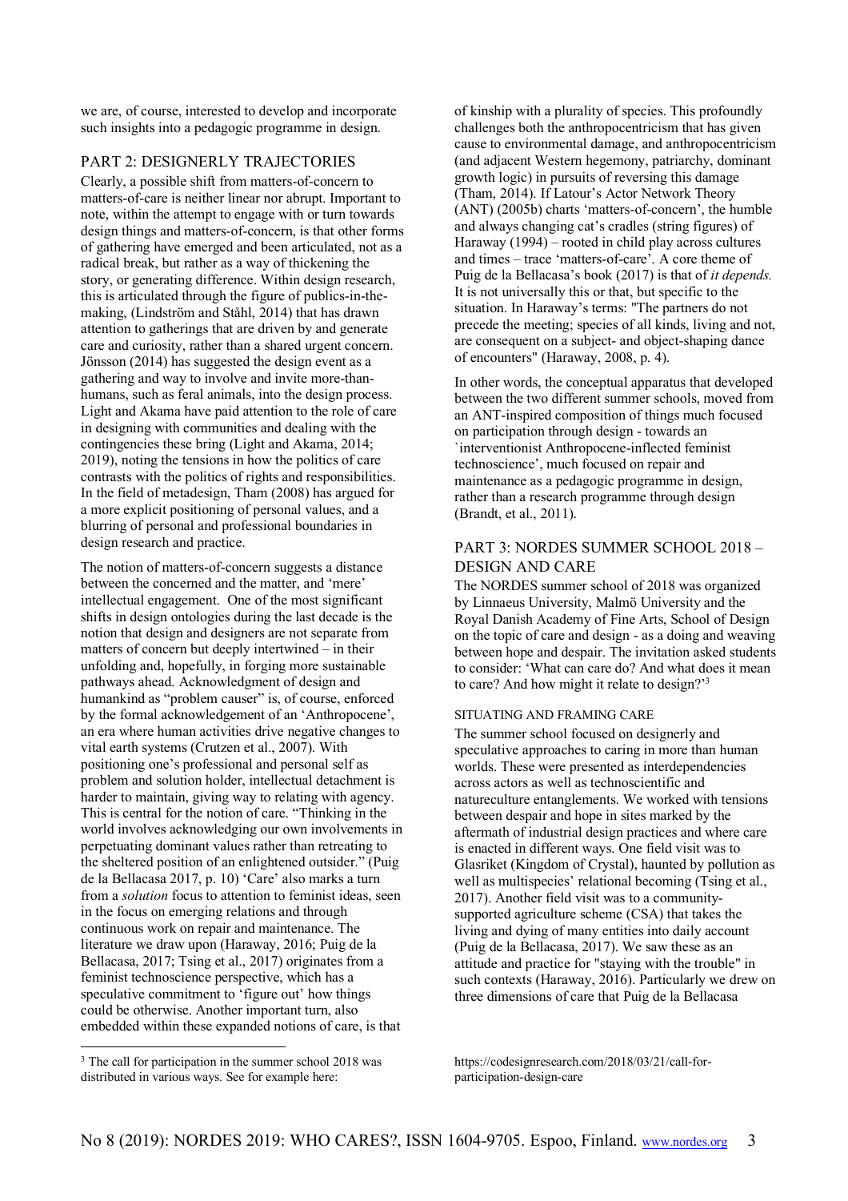we are, of course, interested to develop and incorporate such insights into a pedagogic programme in design.

## PART 2: DESIGNERLY TRAJECTORIES

Clearly, a possible shift from matters-of-concern to matters-of-care is neither linear nor abrupt. Important to note, within the attempt to engage with or turn towards design things and matters-of-concern, is that other forms of gathering have emerged and been articulated, not as a radical break, but rather as a way of thickening the story, or generating difference. Within design research, this is articulated through the figure of publics-in-the-making, (Lindström and Ståhl, 2014) that has drawn attention to gatherings that are driven by and generate care and curiosity, rather than a shared urgent concern. Jönsson (2014) has suggested the design event as a gathering and way to involve and invite more-than-humans, such as feral animals, into the design process. Light and Akama have paid attention to the role of care in designing with communities and dealing with the contingencies these bring (Light and Akama, 2014; 2019), noting the tensions in how the politics of care contrasts with the politics of rights and responsibilities. In the field of metadesign, Tham (2008) has argued for a more explicit positioning of personal values, and a blurring of personal and professional boundaries in design research and practice.

The notion of matters-of-concern suggests a distance between the concerned and the matter, and 'mere' intellectual engagement. One of the most significant shifts in design ontologies during the last decade is the notion that design and designers are not separate from matters of concern but deeply intertwined – in their unfolding and, hopefully, in forging more sustainable pathways ahead. Acknowledgment of design and humankind as "problem causer" is, of course, enforced by the formal acknowledgement of an 'Anthropocene', an era where human activities drive negative changes to vital earth systems (Crutzen et al., 2007). With positioning one's professional and personal self as problem and solution holder, intellectual detachment is harder to maintain, giving way to relating with agency. This is central for the notion of care. "Thinking in the world involves acknowledging our own involvements in perpetuating dominant values rather than retreating to the sheltered position of an enlightened outsider." (Puig de la Bellacasa 2017, p. 10) 'Care' also marks a turn from a *solution* focus to attention to feminist ideas, seen in the focus on emerging relations and through continuous work on repair and maintenance. The literature we draw upon (Haraway, 2016; Puig de la Bellacasa, 2017; Tsing et al., 2017) originates from a feminist technoscience perspective, which has a speculative commitment to 'figure out' how things could be otherwise. Another important turn, also embedded within these expanded notions of care, is that of kinship with a plurality of species. This profoundly challenges both the anthropocentricism that has given cause to environmental damage, and anthropocentricism (and adjacent Western hegemony, patriarchy, dominant growth logic) in pursuits of reversing this damage (Tham, 2014). If Latour's Actor Network Theory (ANT) (2005b) charts 'matters-of-concern', the humble and always changing cat's cradles (string figures) of Haraway (1994) – rooted in child play across cultures and times – trace 'matters-of-care'. A core theme of Puig de la Bellacasa's book (2017) is that of *it depends.* It is not universally this or that, but specific to the situation. In Haraway's terms: "The partners do not precede the meeting; species of all kinds, living and not, are consequent on a subject- and object-shaping dance of encounters" (Haraway, 2008, p. 4).

In other words, the conceptual apparatus that developed between the two different summer schools, moved from an ANT-inspired composition of things much focused on participation through design - towards an `interventionist Anthropocene-inflected feminist technoscience', much focused on repair and maintenance as a pedagogic programme in design, rather than a research programme through design (Brandt, et al., 2011).

## PART 3: NORDES SUMMER SCHOOL 2018 – DESIGN AND CARE

The NORDES summer school of 2018 was organized by Linnaeus University, Malmö University and the Royal Danish Academy of Fine Arts, School of Design on the topic of care and design - as a doing and weaving between hope and despair. The invitation asked students to consider: 'What can care do? And what does it mean to care? And how might it relate to design?'[3]

### SITUATING AND FRAMING CARE

The summer school focused on designerly and speculative approaches to caring in more than human worlds. These were presented as interdependencies across actors as well as technoscientific and natureculture entanglements. We worked with tensions between despair and hope in sites marked by the aftermath of industrial design practices and where care is enacted in different ways. One field visit was to Glasriket (Kingdom of Crystal), haunted by pollution as well as multispecies' relational becoming (Tsing et al., 2017). Another field visit was to a community-supported agriculture scheme (CSA) that takes the living and dying of many entities into daily account (Puig de la Bellacasa, 2017). We saw these as an attitude and practice for "staying with the trouble" in such contexts (Haraway, 2016). Particularly we drew on three dimensions of care that Puig de la Bellacasa

[3] The call for participation in the summer school 2018 was distributed in various ways. See for example here: https://codesignresearch.com/2018/03/21/call-for-participation-design-care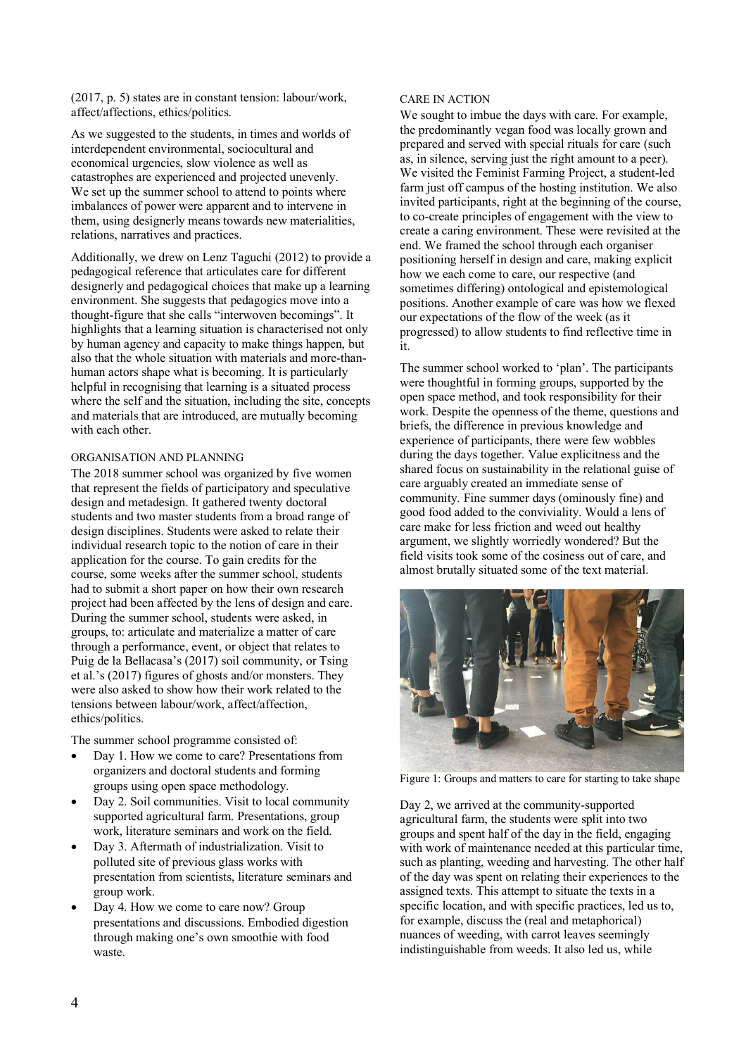(2017, p. 5) states are in constant tension: labour/work, affect/affections, ethics/politics.

As we suggested to the students, in times and worlds of interdependent environmental, sociocultural and economical urgencies, slow violence as well as catastrophes are experienced and projected unevenly. We set up the summer school to attend to points where imbalances of power were apparent and to intervene in them, using designerly means towards new materialities, relations, narratives and practices.

Additionally, we drew on Lenz Taguchi (2012) to provide a pedagogical reference that articulates care for different designerly and pedagogical choices that make up a learning environment. She suggests that pedagogics move into a thought-figure that she calls "interwoven becomings". It highlights that a learning situation is characterised not only by human agency and capacity to make things happen, but also that the whole situation with materials and more-than-human actors shape what is becoming. It is particularly helpful in recognising that learning is a situated process where the self and the situation, including the site, concepts and materials that are introduced, are mutually becoming with each other.

### ORGANISATION AND PLANNING

The 2018 summer school was organized by five women that represent the fields of participatory and speculative design and metadesign. It gathered twenty doctoral students and two master students from a broad range of design disciplines. Students were asked to relate their individual research topic to the notion of care in their application for the course. To gain credits for the course, some weeks after the summer school, students had to submit a short paper on how their own research project had been affected by the lens of design and care. During the summer school, students were asked, in groups, to: articulate and materialize a matter of care through a performance, event, or object that relates to Puig de la Bellacasa's (2017) soil community, or Tsing et al.'s (2017) figures of ghosts and/or monsters. They were also asked to show how their work related to the tensions between labour/work, affect/affection, ethics/politics.

The summer school programme consisted of:

- Day 1. How we come to care? Presentations from organizers and doctoral students and forming groups using open space methodology.
- Day 2. Soil communities. Visit to local community supported agricultural farm. Presentations, group work, literature seminars and work on the field.
- Day 3. Aftermath of industrialization. Visit to polluted site of previous glass works with presentation from scientists, literature seminars and group work.
- Day 4. How we come to care now? Group presentations and discussions. Embodied digestion through making one's own smoothie with food waste.

### CARE IN ACTION

We sought to imbue the days with care. For example, the predominantly vegan food was locally grown and prepared and served with special rituals for care (such as, in silence, serving just the right amount to a peer). We visited the Feminist Farming Project, a student-led farm just off campus of the hosting institution. We also invited participants, right at the beginning of the course, to co-create principles of engagement with the view to create a caring environment. These were revisited at the end. We framed the school through each organiser positioning herself in design and care, making explicit how we each come to care, our respective (and sometimes differing) ontological and epistemological positions. Another example of care was how we flexed our expectations of the flow of the week (as it progressed) to allow students to find reflective time in it.

The summer school worked to 'plan'. The participants were thoughtful in forming groups, supported by the open space method, and took responsibility for their work. Despite the openness of the theme, questions and briefs, the difference in previous knowledge and experience of participants, there were few wobbles during the days together. Value explicitness and the shared focus on sustainability in the relational guise of care arguably created an immediate sense of community. Fine summer days (ominously fine) and good food added to the conviviality. Would a lens of care make for less friction and weed out healthy argument, we slightly worriedly wondered? But the field visits took some of the cosiness out of care, and almost brutally situated some of the text material.

Figure 1: Groups and matters to care for starting to take shape

Day 2, we arrived at the community-supported agricultural farm, the students were split into two groups and spent half of the day in the field, engaging with work of maintenance needed at this particular time, such as planting, weeding and harvesting. The other half of the day was spent on relating their experiences to the assigned texts. This attempt to situate the texts in a specific location, and with specific practices, led us to, for example, discuss the (real and metaphorical) nuances of weeding, with carrot leaves seemingly indistinguishable from weeds. It also led us, while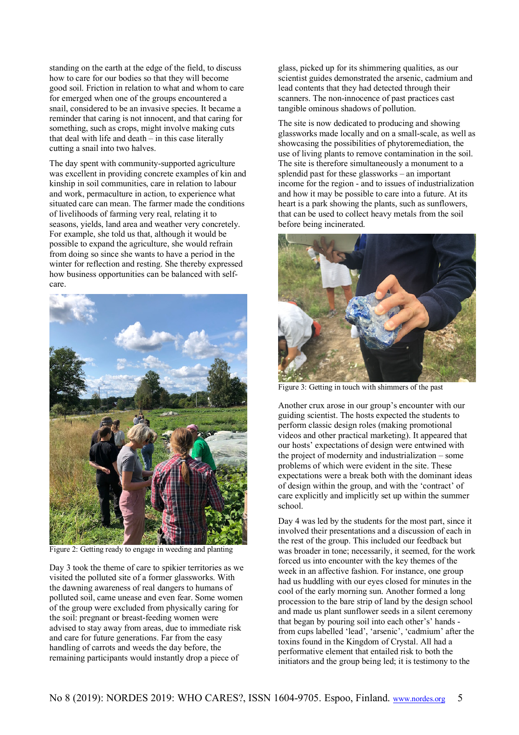standing on the earth at the edge of the field, to discuss how to care for our bodies so that they will become good soil. Friction in relation to what and whom to care for emerged when one of the groups encountered a snail, considered to be an invasive species. It became a reminder that caring is not innocent, and that caring for something, such as crops, might involve making cuts that deal with life and death – in this case literally cutting a snail into two halves.

The day spent with community-supported agriculture was excellent in providing concrete examples of kin and kinship in soil communities, care in relation to labour and work, permaculture in action, to experience what situated care can mean. The farmer made the conditions of livelihoods of farming very real, relating it to seasons, yields, land area and weather very concretely. For example, she told us that, although it would be possible to expand the agriculture, she would refrain from doing so since she wants to have a period in the winter for reflection and resting. She thereby expressed how business opportunities can be balanced with self-care.

Figure 2: Getting ready to engage in weeding and planting

Day 3 took the theme of care to spikier territories as we visited the polluted site of a former glassworks. With the dawning awareness of real dangers to humans of polluted soil, came unease and even fear. Some women of the group were excluded from physically caring for the soil: pregnant or breast-feeding women were advised to stay away from areas, due to immediate risk and care for future generations. Far from the easy handling of carrots and weeds the day before, the remaining participants would instantly drop a piece of glass, picked up for its shimmering qualities, as our scientist guides demonstrated the arsenic, cadmium and lead contents that they had detected through their scanners. The non-innocence of past practices cast tangible ominous shadows of pollution.

The site is now dedicated to producing and showing glassworks made locally and on a small-scale, as well as showcasing the possibilities of phytoremediation, the use of living plants to remove contamination in the soil. The site is therefore simultaneously a monument to a splendid past for these glassworks – an important income for the region - and to issues of industrialization and how it may be possible to care into a future. At its heart is a park showing the plants, such as sunflowers, that can be used to collect heavy metals from the soil before being incinerated.

Figure 3: Getting in touch with shimmers of the past

Another crux arose in our group's encounter with our guiding scientist. The hosts expected the students to perform classic design roles (making promotional videos and other practical marketing). It appeared that our hosts' expectations of design were entwined with the project of modernity and industrialization – some problems of which were evident in the site. These expectations were a break both with the dominant ideas of design within the group, and with the 'contract' of care explicitly and implicitly set up within the summer school.

Day 4 was led by the students for the most part, since it involved their presentations and a discussion of each in the rest of the group. This included our feedback but was broader in tone; necessarily, it seemed, for the work forced us into encounter with the key themes of the week in an affective fashion. For instance, one group had us huddling with our eyes closed for minutes in the cool of the early morning sun. Another formed a long procession to the bare strip of land by the design school and made us plant sunflower seeds in a silent ceremony that began by pouring soil into each other's hands - from cups labelled 'lead', 'arsenic', 'cadmium' after the toxins found in the Kingdom of Crystal. All had a performative element that entailed risk to both the initiators and the group being led; it is testimony to the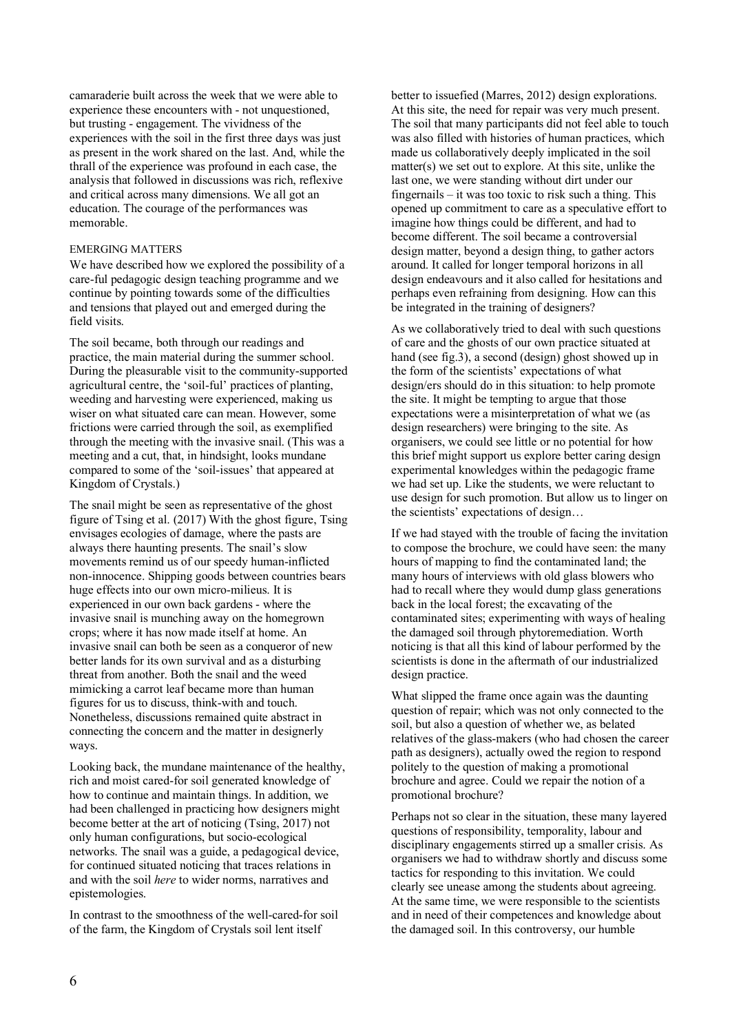camaraderie built across the week that we were able to experience these encounters with - not unquestioned, but trusting - engagement. The vividness of the experiences with the soil in the first three days was just as present in the work shared on the last. And, while the thrall of the experience was profound in each case, the analysis that followed in discussions was rich, reflexive and critical across many dimensions. We all got an education. The courage of the performances was memorable.

## EMERGING MATTERS

We have described how we explored the possibility of a care-ful pedagogic design teaching programme and we continue by pointing towards some of the difficulties and tensions that played out and emerged during the field visits.

The soil became, both through our readings and practice, the main material during the summer school. During the pleasurable visit to the community-supported agricultural centre, the 'soil-ful' practices of planting, weeding and harvesting were experienced, making us wiser on what situated care can mean. However, some frictions were carried through the soil, as exemplified through the meeting with the invasive snail. (This was a meeting and a cut, that, in hindsight, looks mundane compared to some of the 'soil-issues' that appeared at Kingdom of Crystals.)

The snail might be seen as representative of the ghost figure of Tsing et al. (2017) With the ghost figure, Tsing envisages ecologies of damage, where the pasts are always there haunting presents. The snail's slow movements remind us of our speedy human-inflicted non-innocence. Shipping goods between countries bears huge effects into our own micro-milieus. It is experienced in our own back gardens - where the invasive snail is munching away on the homegrown crops; where it has now made itself at home. An invasive snail can both be seen as a conqueror of new better lands for its own survival and as a disturbing threat from another. Both the snail and the weed mimicking a carrot leaf became more than human figures for us to discuss, think-with and touch. Nonetheless, discussions remained quite abstract in connecting the concern and the matter in designerly ways.

Looking back, the mundane maintenance of the healthy, rich and moist cared-for soil generated knowledge of how to continue and maintain things. In addition, we had been challenged in practicing how designers might become better at the art of noticing (Tsing, 2017) not only human configurations, but socio-ecological networks. The snail was a guide, a pedagogical device, for continued situated noticing that traces relations in and with the soil *here* to wider norms, narratives and epistemologies.

In contrast to the smoothness of the well-cared-for soil of the farm, the Kingdom of Crystals soil lent itself better to issuefied (Marres, 2012) design explorations. At this site, the need for repair was very much present. The soil that many participants did not feel able to touch was also filled with histories of human practices, which made us collaboratively deeply implicated in the soil matter(s) we set out to explore. At this site, unlike the last one, we were standing without dirt under our fingernails – it was too toxic to risk such a thing. This opened up commitment to care as a speculative effort to imagine how things could be different, and had to become different. The soil became a controversial design matter, beyond a design thing, to gather actors around. It called for longer temporal horizons in all design endeavours and it also called for hesitations and perhaps even refraining from designing. How can this be integrated in the training of designers?

As we collaboratively tried to deal with such questions of care and the ghosts of our own practice situated at hand (see fig.3), a second (design) ghost showed up in the form of the scientists' expectations of what design/ers should do in this situation: to help promote the site. It might be tempting to argue that those expectations were a misinterpretation of what we (as design researchers) were bringing to the site. As organisers, we could see little or no potential for how this brief might support us explore better caring design experimental knowledges within the pedagogic frame we had set up. Like the students, we were reluctant to use design for such promotion. But allow us to linger on the scientists' expectations of design…

If we had stayed with the trouble of facing the invitation to compose the brochure, we could have seen: the many hours of mapping to find the contaminated land; the many hours of interviews with old glass blowers who had to recall where they would dump glass generations back in the local forest; the excavating of the contaminated sites; experimenting with ways of healing the damaged soil through phytoremediation. Worth noticing is that all this kind of labour performed by the scientists is done in the aftermath of our industrialized design practice.

What slipped the frame once again was the daunting question of repair; which was not only connected to the soil, but also a question of whether we, as belated relatives of the glass-makers (who had chosen the career path as designers), actually owed the region to respond politely to the question of making a promotional brochure and agree. Could we repair the notion of a promotional brochure?

Perhaps not so clear in the situation, these many layered questions of responsibility, temporality, labour and disciplinary engagements stirred up a smaller crisis. As organisers we had to withdraw shortly and discuss some tactics for responding to this invitation. We could clearly see unease among the students about agreeing. At the same time, we were responsible to the scientists and in need of their competences and knowledge about the damaged soil. In this controversy, our humble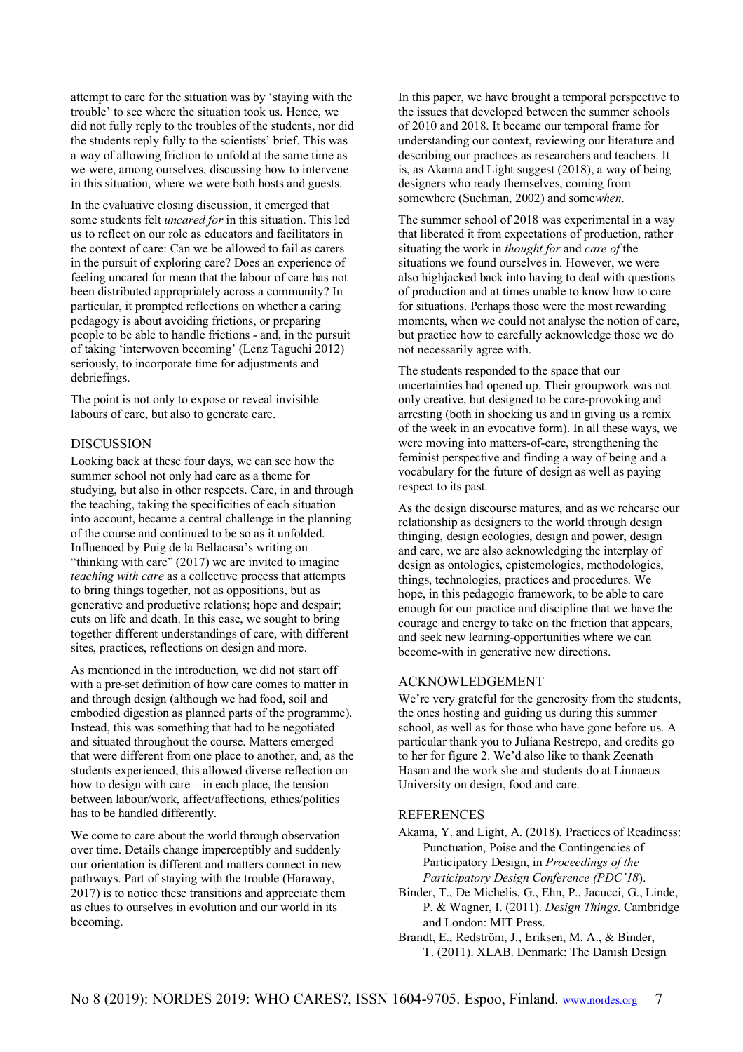attempt to care for the situation was by 'staying with the trouble' to see where the situation took us. Hence, we did not fully reply to the troubles of the students, nor did the students reply fully to the scientists' brief. This was a way of allowing friction to unfold at the same time as we were, among ourselves, discussing how to intervene in this situation, where we were both hosts and guests.

In the evaluative closing discussion, it emerged that some students felt *uncared for* in this situation. This led us to reflect on our role as educators and facilitators in the context of care: Can we be allowed to fail as carers in the pursuit of exploring care? Does an experience of feeling uncared for mean that the labour of care has not been distributed appropriately across a community? In particular, it prompted reflections on whether a caring pedagogy is about avoiding frictions, or preparing people to be able to handle frictions - and, in the pursuit of taking 'interwoven becoming' (Lenz Taguchi 2012) seriously, to incorporate time for adjustments and debriefings.

The point is not only to expose or reveal invisible labours of care, but also to generate care.

## DISCUSSION

Looking back at these four days, we can see how the summer school not only had care as a theme for studying, but also in other respects. Care, in and through the teaching, taking the specificities of each situation into account, became a central challenge in the planning of the course and continued to be so as it unfolded. Influenced by Puig de la Bellacasa's writing on "thinking with care" (2017) we are invited to imagine *teaching with care* as a collective process that attempts to bring things together, not as oppositions, but as generative and productive relations; hope and despair; cuts on life and death. In this case, we sought to bring together different understandings of care, with different sites, practices, reflections on design and more.

As mentioned in the introduction, we did not start off with a pre-set definition of how care comes to matter in and through design (although we had food, soil and embodied digestion as planned parts of the programme). Instead, this was something that had to be negotiated and situated throughout the course. Matters emerged that were different from one place to another, and, as the students experienced, this allowed diverse reflection on how to design with care – in each place, the tension between labour/work, affect/affections, ethics/politics has to be handled differently.

We come to care about the world through observation over time. Details change imperceptibly and suddenly our orientation is different and matters connect in new pathways. Part of staying with the trouble (Haraway, 2017) is to notice these transitions and appreciate them as clues to ourselves in evolution and our world in its becoming.

In this paper, we have brought a temporal perspective to the issues that developed between the summer schools of 2010 and 2018. It became our temporal frame for understanding our context, reviewing our literature and describing our practices as researchers and teachers. It is, as Akama and Light suggest (2018), a way of being designers who ready themselves, coming from somewhere (Suchman, 2002) and some*when*.

The summer school of 2018 was experimental in a way that liberated it from expectations of production, rather situating the work in *thought for* and *care of* the situations we found ourselves in. However, we were also highjacked back into having to deal with questions of production and at times unable to know how to care for situations. Perhaps those were the most rewarding moments, when we could not analyse the notion of care, but practice how to carefully acknowledge those we do not necessarily agree with.

The students responded to the space that our uncertainties had opened up. Their groupwork was not only creative, but designed to be care-provoking and arresting (both in shocking us and in giving us a remix of the week in an evocative form). In all these ways, we were moving into matters-of-care, strengthening the feminist perspective and finding a way of being and a vocabulary for the future of design as well as paying respect to its past.

As the design discourse matures, and as we rehearse our relationship as designers to the world through design thinging, design ecologies, design and power, design and care, we are also acknowledging the interplay of design as ontologies, epistemologies, methodologies, things, technologies, practices and procedures. We hope, in this pedagogic framework, to be able to care enough for our practice and discipline that we have the courage and energy to take on the friction that appears, and seek new learning-opportunities where we can become-with in generative new directions.

## ACKNOWLEDGEMENT

We're very grateful for the generosity from the students, the ones hosting and guiding us during this summer school, as well as for those who have gone before us. A particular thank you to Juliana Restrepo, and credits go to her for figure 2. We'd also like to thank Zeenath Hasan and the work she and students do at Linnaeus University on design, food and care.

## REFERENCES

Akama, Y. and Light, A. (2018). Practices of Readiness: Punctuation, Poise and the Contingencies of Participatory Design, in *Proceedings of the Participatory Design Conference (PDC'18)*.

Binder, T., De Michelis, G., Ehn, P., Jacucci, G., Linde, P. & Wagner, I. (2011). *Design Things*. Cambridge and London: MIT Press.

Brandt, E., Redström, J., Eriksen, M. A., & Binder, T. (2011). XLAB. Denmark: The Danish Design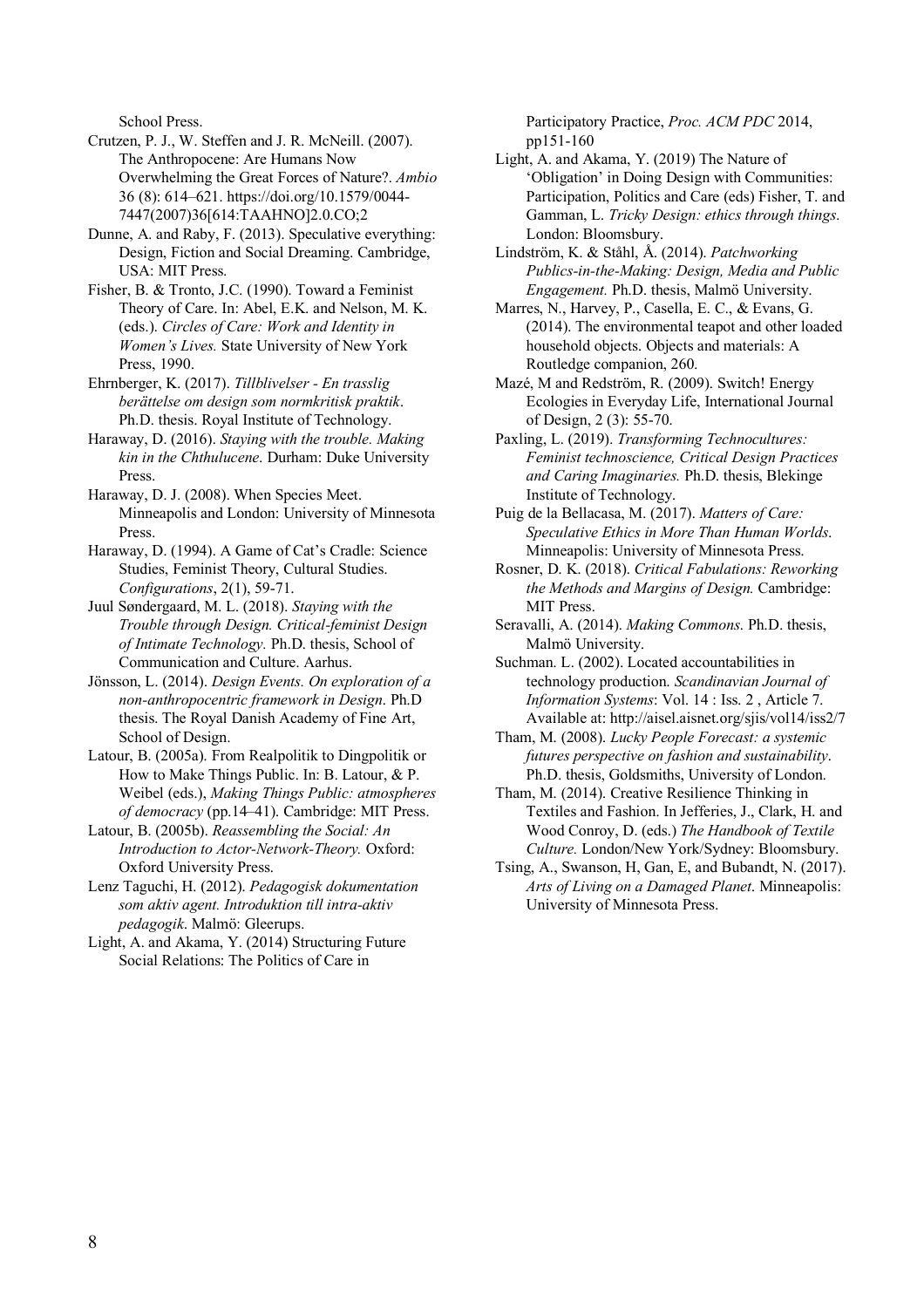School Press.

Crutzen, P. J., W. Steffen and J. R. McNeill. (2007). The Anthropocene: Are Humans Now Overwhelming the Great Forces of Nature?. *Ambio* 36 (8): 614–621. https://doi.org/10.1579/0044-7447(2007)36[614:TAAHNO]2.0.CO;2

Dunne, A. and Raby, F. (2013). Speculative everything: Design, Fiction and Social Dreaming. Cambridge, USA: MIT Press.

Fisher, B. & Tronto, J.C. (1990). Toward a Feminist Theory of Care. In: Abel, E.K. and Nelson, M. K. (eds.). *Circles of Care: Work and Identity in Women's Lives.* State University of New York Press, 1990.

Ehrnberger, K. (2017). *Tillblivelser - En trasslig berättelse om design som normkritisk praktik*. Ph.D. thesis. Royal Institute of Technology.

Haraway, D. (2016). *Staying with the trouble. Making kin in the Chthulucene*. Durham: Duke University Press.

Haraway, D. J. (2008). When Species Meet. Minneapolis and London: University of Minnesota Press.

Haraway, D. (1994). A Game of Cat's Cradle: Science Studies, Feminist Theory, Cultural Studies. *Configurations*, 2(1), 59-71.

Juul Søndergaard, M. L. (2018). *Staying with the Trouble through Design. Critical-feminist Design of Intimate Technology.* Ph.D. thesis, School of Communication and Culture. Aarhus.

Jönsson, L. (2014). *Design Events. On exploration of a non-anthropocentric framework in Design*. Ph.D thesis. The Royal Danish Academy of Fine Art, School of Design.

Latour, B. (2005a). From Realpolitik to Dingpolitik or How to Make Things Public. In: B. Latour, & P. Weibel (eds.), *Making Things Public: atmospheres of democracy* (pp.14–41). Cambridge: MIT Press.

Latour, B. (2005b). *Reassembling the Social: An Introduction to Actor-Network-Theory.* Oxford: Oxford University Press.

Lenz Taguchi, H. (2012). *Pedagogisk dokumentation som aktiv agent. Introduktion till intra-aktiv pedagogik*. Malmö: Gleerups.

Light, A. and Akama, Y. (2014) Structuring Future Social Relations: The Politics of Care in Participatory Practice, *Proc. ACM PDC* 2014, pp151-160

Light, A. and Akama, Y. (2019) The Nature of 'Obligation' in Doing Design with Communities: Participation, Politics and Care (eds) Fisher, T. and Gamman, L. *Tricky Design: ethics through things*. London: Bloomsbury.

Lindström, K. & Ståhl, Å. (2014). *Patchworking Publics-in-the-Making: Design, Media and Public Engagement.* Ph.D. thesis, Malmö University.

Marres, N., Harvey, P., Casella, E. C., & Evans, G. (2014). The environmental teapot and other loaded household objects. Objects and materials: A Routledge companion, 260.

Mazé, M and Redström, R. (2009). Switch! Energy Ecologies in Everyday Life, International Journal of Design, 2 (3): 55-70.

Paxling, L. (2019). *Transforming Technocultures: Feminist technoscience, Critical Design Practices and Caring Imaginaries.* Ph.D. thesis, Blekinge Institute of Technology.

Puig de la Bellacasa, M. (2017). *Matters of Care: Speculative Ethics in More Than Human Worlds*. Minneapolis: University of Minnesota Press.

Rosner, D. K. (2018). *Critical Fabulations: Reworking the Methods and Margins of Design.* Cambridge: MIT Press.

Seravalli, A. (2014). *Making Commons*. Ph.D. thesis, Malmö University.

Suchman. L. (2002). Located accountabilities in technology production. *Scandinavian Journal of Information Systems*: Vol. 14 : Iss. 2 , Article 7. Available at: http://aisel.aisnet.org/sjis/vol14/iss2/7

Tham, M. (2008). *Lucky People Forecast: a systemic futures perspective on fashion and sustainability*. Ph.D. thesis, Goldsmiths, University of London.

Tham, M. (2014). Creative Resilience Thinking in Textiles and Fashion. In Jefferies, J., Clark, H. and Wood Conroy, D. (eds.) *The Handbook of Textile Culture.* London/New York/Sydney: Bloomsbury.

Tsing, A., Swanson, H, Gan, E, and Bubandt, N. (2017). *Arts of Living on a Damaged Planet*. Minneapolis: University of Minnesota Press.